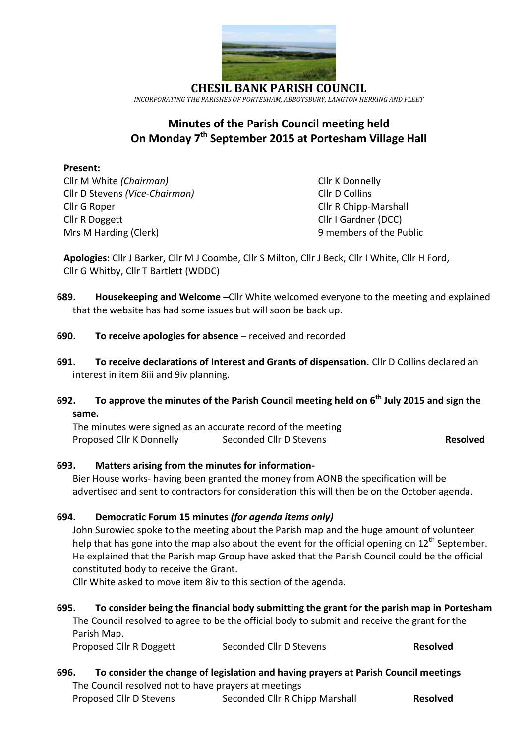# CHESIL BANK PARISH COUNCIL

*INCORPORATING THE PARISHES OF PORTESHAM, ABBOTSBURY, LANGTON HERRING AND FLEET*

## Minutes of the Parish Council meeting held On Monday 7th September 2015 at Portesham Village Hall

**Present:**

Cllr M White *(Chairman)*
Cllr D Stevens *(Vice-Chairman)*
Cllr G Roper
Cllr R Doggett
Mrs M Harding (Clerk)
Cllr K Donnelly
Cllr D Collins
Cllr R Chipp-Marshall
Cllr I Gardner (DCC)
9 members of the Public

**Apologies:** Cllr J Barker, Cllr M J Coombe, Cllr S Milton, Cllr J Beck, Cllr I White, Cllr H Ford, Cllr G Whitby, Cllr T Bartlett (WDDC)

**689. Housekeeping and Welcome –**Cllr White welcomed everyone to the meeting and explained that the website has had some issues but will soon be back up.

**690. To receive apologies for absence** – received and recorded

**691. To receive declarations of Interest and Grants of dispensation.** Cllr D Collins declared an interest in item 8iii and 9iv planning.

**692. To approve the minutes of the Parish Council meeting held on 6th July 2015 and sign the same.**

The minutes were signed as an accurate record of the meeting
Proposed Cllr K Donnelly Seconded Cllr D Stevens **Resolved**

**693. Matters arising from the minutes for information-**

Bier House works- having been granted the money from AONB the specification will be advertised and sent to contractors for consideration this will then be on the October agenda.

**694. Democratic Forum 15 minutes *(for agenda items only)***

John Surowiec spoke to the meeting about the Parish map and the huge amount of volunteer help that has gone into the map also about the event for the official opening on 12th September. He explained that the Parish map Group have asked that the Parish Council could be the official constituted body to receive the Grant.

Cllr White asked to move item 8iv to this section of the agenda.

**695. To consider being the financial body submitting the grant for the parish map in Portesham**

The Council resolved to agree to be the official body to submit and receive the grant for the Parish Map.
Proposed Cllr R Doggett Seconded Cllr D Stevens **Resolved**

**696. To consider the change of legislation and having prayers at Parish Council meetings**

The Council resolved not to have prayers at meetings
Proposed Cllr D Stevens Seconded Cllr R Chipp Marshall **Resolved**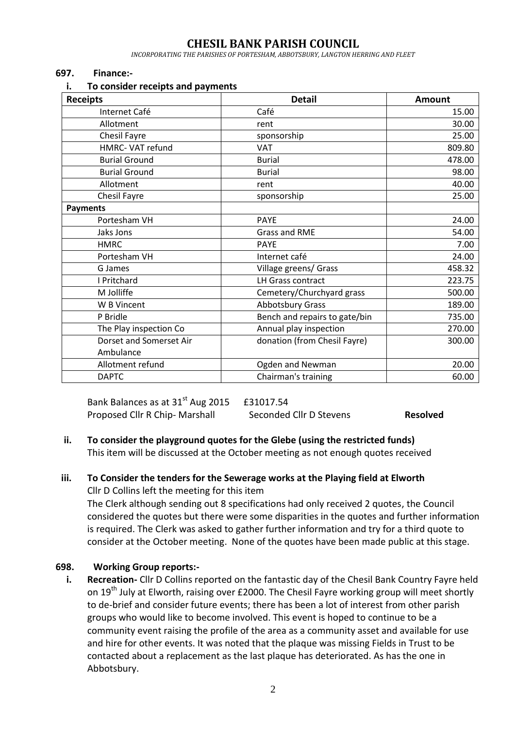# CHESIL BANK PARISH COUNCIL

*INCORPORATING THE PARISHES OF PORTESHAM, ABBOTSBURY, LANGTON HERRING AND FLEET*

## 697. Finance:-

### i. To consider receipts and payments

| Receipts | Detail | Amount |
|---|---|---|
| Internet Café | Café | 15.00 |
| Allotment | rent | 30.00 |
| Chesil Fayre | sponsorship | 25.00 |
| HMRC- VAT refund | VAT | 809.80 |
| Burial Ground | Burial | 478.00 |
| Burial Ground | Burial | 98.00 |
| Allotment | rent | 40.00 |
| Chesil Fayre | sponsorship | 25.00 |
| **Payments** | | |
| Portesham VH | PAYE | 24.00 |
| Jaks Jons | Grass and RME | 54.00 |
| HMRC | PAYE | 7.00 |
| Portesham VH | Internet café | 24.00 |
| G James | Village greens/ Grass | 458.32 |
| I Pritchard | LH Grass contract | 223.75 |
| M Jolliffe | Cemetery/Churchyard grass | 500.00 |
| W B Vincent | Abbotsbury Grass | 189.00 |
| P Bridle | Bench and repairs to gate/bin | 735.00 |
| The Play inspection Co | Annual play inspection | 270.00 |
| Dorset and Somerset Air Ambulance | donation (from Chesil Fayre) | 300.00 |
| Allotment refund | Ogden and Newman | 20.00 |
| DAPTC | Chairman's training | 60.00 |

Bank Balances as at 31st Aug 2015 £31017.54

Proposed Cllr R Chip- Marshall Seconded Cllr D Stevens **Resolved**

### ii. To consider the playground quotes for the Glebe (using the restricted funds)

This item will be discussed at the October meeting as not enough quotes received

### iii. To Consider the tenders for the Sewerage works at the Playing field at Elworth

Cllr D Collins left the meeting for this item

The Clerk although sending out 8 specifications had only received 2 quotes, the Council considered the quotes but there were some disparities in the quotes and further information is required. The Clerk was asked to gather further information and try for a third quote to consider at the October meeting. None of the quotes have been made public at this stage.

## 698. Working Group reports:-

i. **Recreation-** Cllr D Collins reported on the fantastic day of the Chesil Bank Country Fayre held on 19th July at Elworth, raising over £2000. The Chesil Fayre working group will meet shortly to de-brief and consider future events; there has been a lot of interest from other parish groups who would like to become involved. This event is hoped to continue to be a community event raising the profile of the area as a community asset and available for use and hire for other events. It was noted that the plaque was missing Fields in Trust to be contacted about a replacement as the last plaque has deteriorated. As has the one in Abbotsbury.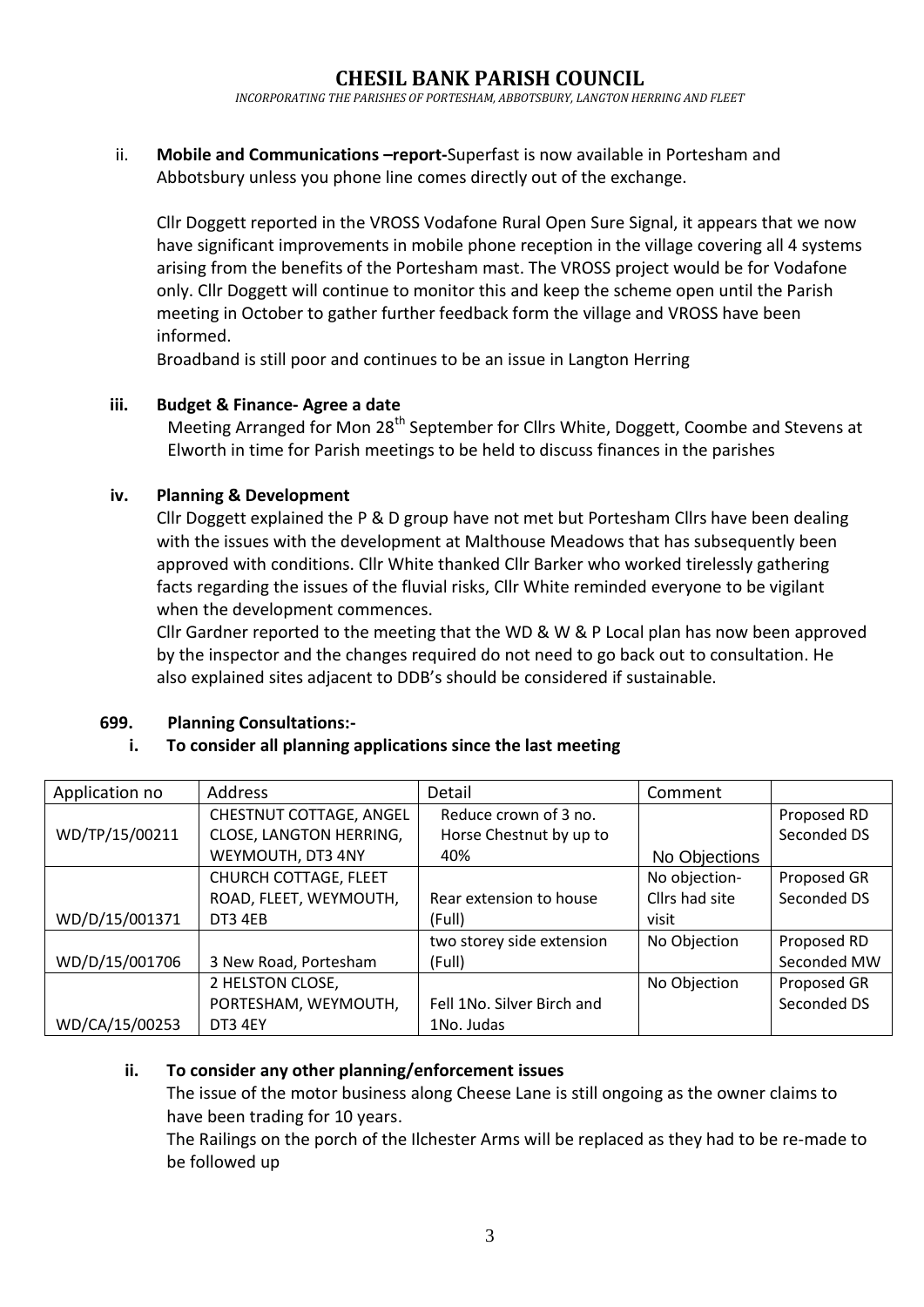ii. **Mobile and Communications –report-**Superfast is now available in Portesham and Abbotsbury unless you phone line comes directly out of the exchange.

Cllr Doggett reported in the VROSS Vodafone Rural Open Sure Signal, it appears that we now have significant improvements in mobile phone reception in the village covering all 4 systems arising from the benefits of the Portesham mast. The VROSS project would be for Vodafone only. Cllr Doggett will continue to monitor this and keep the scheme open until the Parish meeting in October to gather further feedback form the village and VROSS have been informed.

Broadband is still poor and continues to be an issue in Langton Herring

iii. **Budget & Finance- Agree a date**

Meeting Arranged for Mon 28th September for Cllrs White, Doggett, Coombe and Stevens at Elworth in time for Parish meetings to be held to discuss finances in the parishes

iv. **Planning & Development**

Cllr Doggett explained the P & D group have not met but Portesham Cllrs have been dealing with the issues with the development at Malthouse Meadows that has subsequently been approved with conditions. Cllr White thanked Cllr Barker who worked tirelessly gathering facts regarding the issues of the fluvial risks, Cllr White reminded everyone to be vigilant when the development commences.

Cllr Gardner reported to the meeting that the WD & W & P Local plan has now been approved by the inspector and the changes required do not need to go back out to consultation. He also explained sites adjacent to DDB's should be considered if sustainable.

**699. Planning Consultations:-**

**i. To consider all planning applications since the last meeting**

| Application no | Address | Detail | Comment | |
|---|---|---|---|---|
| WD/TP/15/00211 | CHESTNUT COTTAGE, ANGEL CLOSE, LANGTON HERRING, WEYMOUTH, DT3 4NY | Reduce crown of 3 no. Horse Chestnut by up to 40% | No Objections | Proposed RD Seconded DS |
| WD/D/15/001371 | CHURCH COTTAGE, FLEET ROAD, FLEET, WEYMOUTH, DT3 4EB | Rear extension to house (Full) | No objection- Cllrs had site visit | Proposed GR Seconded DS |
| WD/D/15/001706 | 3 New Road, Portesham | two storey side extension (Full) | No Objection | Proposed RD Seconded MW |
| WD/CA/15/00253 | 2 HELSTON CLOSE, PORTESHAM, WEYMOUTH, DT3 4EY | Fell 1No. Silver Birch and 1No. Judas | No Objection | Proposed GR Seconded DS |

**ii. To consider any other planning/enforcement issues**

The issue of the motor business along Cheese Lane is still ongoing as the owner claims to have been trading for 10 years.

The Railings on the porch of the Ilchester Arms will be replaced as they had to be re-made to be followed up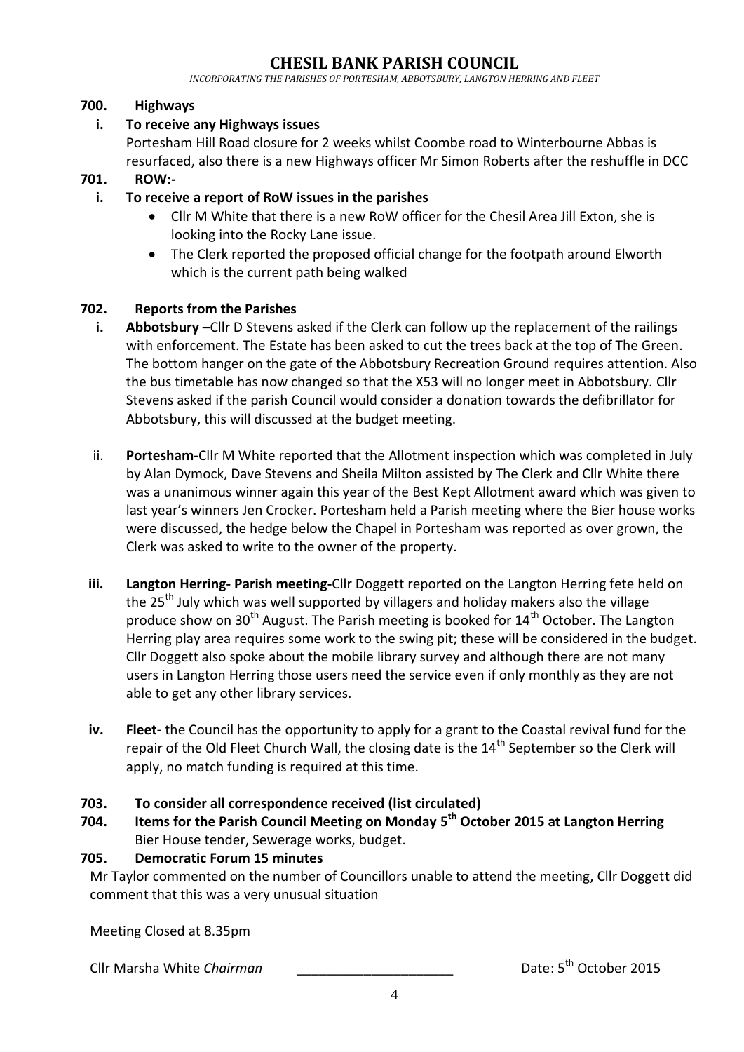# CHESIL BANK PARISH COUNCIL

*INCORPORATING THE PARISHES OF PORTESHAM, ABBOTSBURY, LANGTON HERRING AND FLEET*

**700. Highways**

**i. To receive any Highways issues**

Portesham Hill Road closure for 2 weeks whilst Coombe road to Winterbourne Abbas is resurfaced, also there is a new Highways officer Mr Simon Roberts after the reshuffle in DCC

**701. ROW:-**

**i. To receive a report of RoW issues in the parishes**

- Cllr M White that there is a new RoW officer for the Chesil Area Jill Exton, she is looking into the Rocky Lane issue.
- The Clerk reported the proposed official change for the footpath around Elworth which is the current path being walked

**702. Reports from the Parishes**

i. **Abbotsbury –**Cllr D Stevens asked if the Clerk can follow up the replacement of the railings with enforcement. The Estate has been asked to cut the trees back at the top of The Green. The bottom hanger on the gate of the Abbotsbury Recreation Ground requires attention. Also the bus timetable has now changed so that the X53 will no longer meet in Abbotsbury. Cllr Stevens asked if the parish Council would consider a donation towards the defibrillator for Abbotsbury, this will discussed at the budget meeting.

ii. **Portesham-**Cllr M White reported that the Allotment inspection which was completed in July by Alan Dymock, Dave Stevens and Sheila Milton assisted by The Clerk and Cllr White there was a unanimous winner again this year of the Best Kept Allotment award which was given to last year's winners Jen Crocker. Portesham held a Parish meeting where the Bier house works were discussed, the hedge below the Chapel in Portesham was reported as over grown, the Clerk was asked to write to the owner of the property.

iii. **Langton Herring- Parish meeting-**Cllr Doggett reported on the Langton Herring fete held on the 25th July which was well supported by villagers and holiday makers also the village produce show on 30th August. The Parish meeting is booked for 14th October. The Langton Herring play area requires some work to the swing pit; these will be considered in the budget. Cllr Doggett also spoke about the mobile library survey and although there are not many users in Langton Herring those users need the service even if only monthly as they are not able to get any other library services.

iv. **Fleet-** the Council has the opportunity to apply for a grant to the Coastal revival fund for the repair of the Old Fleet Church Wall, the closing date is the 14th September so the Clerk will apply, no match funding is required at this time.

**703. To consider all correspondence received (list circulated)**

**704. Items for the Parish Council Meeting on Monday 5th October 2015 at Langton Herring**

Bier House tender, Sewerage works, budget.

**705. Democratic Forum 15 minutes**

Mr Taylor commented on the number of Councillors unable to attend the meeting, Cllr Doggett did comment that this was a very unusual situation

Meeting Closed at 8.35pm

Cllr Marsha White *Chairman* _____________________ Date: 5th October 2015